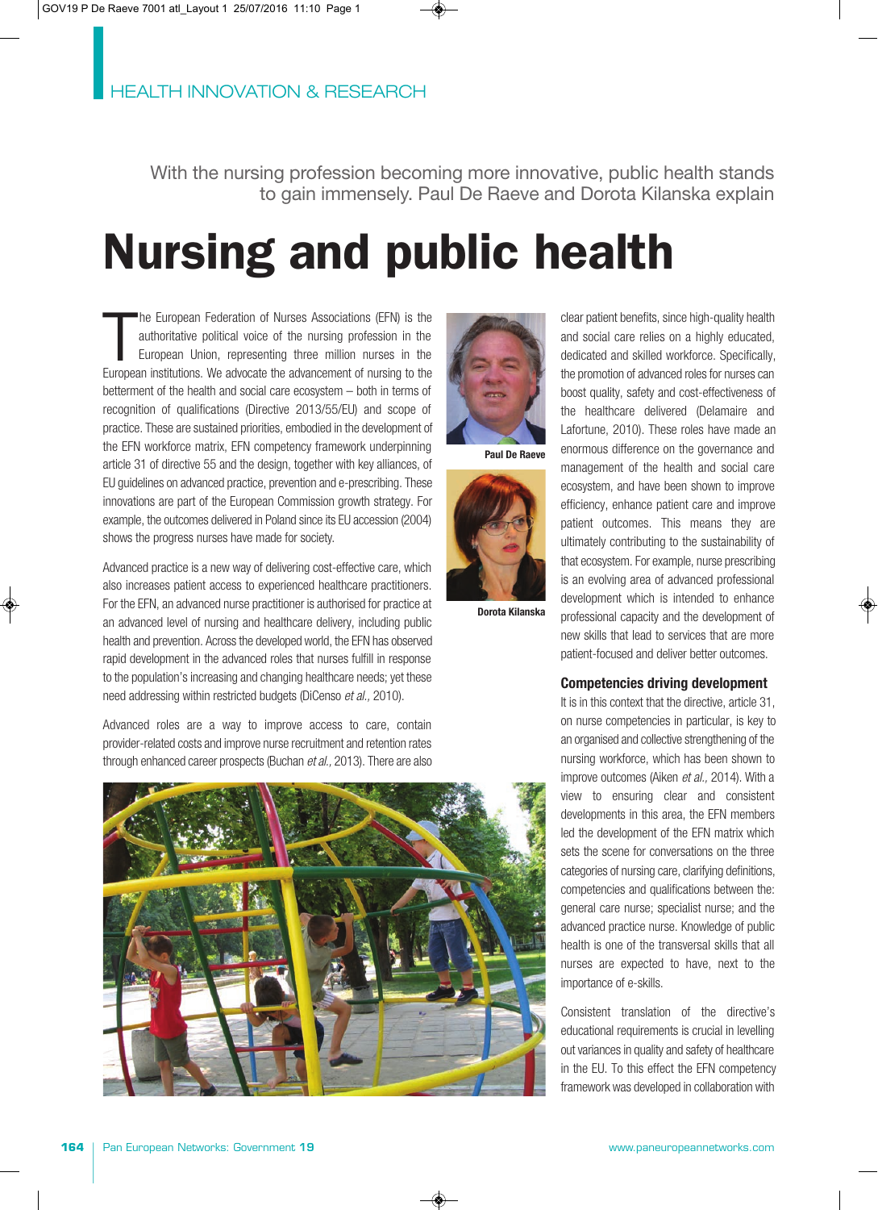HEALTH INNOVATION & RESEARCH

With the nursing profession becoming more innovative, public health stands to gain immensely. Paul De Raeve and Dorota Kilanska explain

# Nursing and public health

The European Federation of Nurses Associations (EFN) is the authoritative political voice of the nursing profession in the European Union, representing three million nurses in the European institutions. We advocate the advancement of nursing to the betterment of the health and social care ecosystem – both in terms of recognition of qualifications (Directive 2013/55/EU) and scope of practice. These are sustained priorities, embodied in the development of the EFN workforce matrix, EFN competency framework underpinning article 31 of directive 55 and the design, together with key alliances, of EU guidelines on advanced practice, prevention and e-prescribing. These innovations are part of the European Commission growth strategy. For example, the outcomes delivered in Poland since its EU accession (2004) shows the progress nurses have made for society.

Advanced practice is a new way of delivering cost-effective care, which also increases patient access to experienced healthcare practitioners. For the EFN, an advanced nurse practitioner is authorised for practice at an advanced level of nursing and healthcare delivery, including public health and prevention. Across the developed world, the EFN has observed rapid development in the advanced roles that nurses fulfill in response to the population's increasing and changing healthcare needs; yet these need addressing within restricted budgets (DiCenso *et al.,* 2010).

Advanced roles are a way to improve access to care, contain provider-related costs and improve nurse recruitment and retention rates through enhanced career prospects (Buchan *et al.,* 2013). There are also clear patient benefits, since high-quality health and social care relies on a highly educated, dedicated and skilled workforce. Specifically, the promotion of advanced roles for nurses can boost quality, safety and cost-effectiveness of the healthcare delivered (Delamaire and Lafortune, 2010). These roles have made an enormous difference on the governance and management of the health and social care ecosystem, and have been shown to improve efficiency, enhance patient care and improve patient outcomes. This means they are ultimately contributing to the sustainability of that ecosystem. For example, nurse prescribing is an evolving area of advanced professional development which is intended to enhance professional capacity and the development of new skills that lead to services that are more patient-focused and deliver better outcomes.

Paul De Raeve

Dorota Kilanska

### Competencies driving development

It is in this context that the directive, article 31, on nurse competencies in particular, is key to an organised and collective strengthening of the nursing workforce, which has been shown to improve outcomes (Aiken *et al.,* 2014). With a view to ensuring clear and consistent developments in this area, the EFN members led the development of the EFN matrix which sets the scene for conversations on the three categories of nursing care, clarifying definitions, competencies and qualifications between the: general care nurse; specialist nurse; and the advanced practice nurse. Knowledge of public health is one of the transversal skills that all nurses are expected to have, next to the importance of e-skills.

Consistent translation of the directive's educational requirements is crucial in levelling out variances in quality and safety of healthcare in the EU. To this effect the EFN competency framework was developed in collaboration with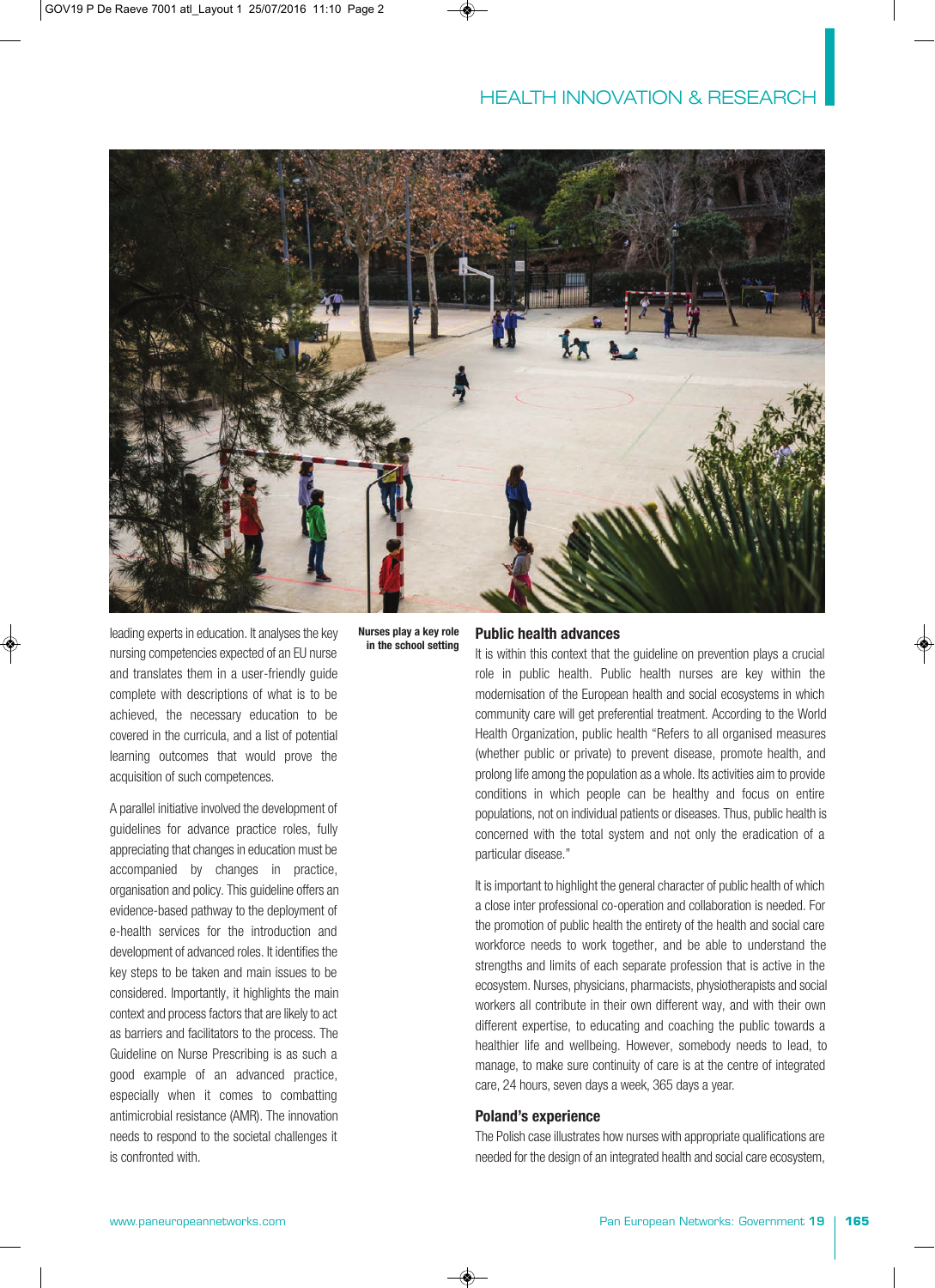leading experts in education. It analyses the key nursing competencies expected of an EU nurse and translates them in a user-friendly guide complete with descriptions of what is to be achieved, the necessary education to be covered in the curricula, and a list of potential learning outcomes that would prove the acquisition of such competences.

A parallel initiative involved the development of guidelines for advance practice roles, fully appreciating that changes in education must be accompanied by changes in practice, organisation and policy. This guideline offers an evidence-based pathway to the deployment of e-health services for the introduction and development of advanced roles. It identifies the key steps to be taken and main issues to be considered. Importantly, it highlights the main context and process factors that are likely to act as barriers and facilitators to the process. The Guideline on Nurse Prescribing is as such a good example of an advanced practice, especially when it comes to combatting antimicrobial resistance (AMR). The innovation needs to respond to the societal challenges it is confronted with.

**Nurses play a key role in the school setting**

## Public health advances

It is within this context that the guideline on prevention plays a crucial role in public health. Public health nurses are key within the modernisation of the European health and social ecosystems in which community care will get preferential treatment. According to the World Health Organization, public health "Refers to all organised measures (whether public or private) to prevent disease, promote health, and prolong life among the population as a whole. Its activities aim to provide conditions in which people can be healthy and focus on entire populations, not on individual patients or diseases. Thus, public health is concerned with the total system and not only the eradication of a particular disease."

It is important to highlight the general character of public health of which a close inter professional co-operation and collaboration is needed. For the promotion of public health the entirety of the health and social care workforce needs to work together, and be able to understand the strengths and limits of each separate profession that is active in the ecosystem. Nurses, physicians, pharmacists, physiotherapists and social workers all contribute in their own different way, and with their own different expertise, to educating and coaching the public towards a healthier life and wellbeing. However, somebody needs to lead, to manage, to make sure continuity of care is at the centre of integrated care, 24 hours, seven days a week, 365 days a year.

## Poland's experience

The Polish case illustrates how nurses with appropriate qualifications are needed for the design of an integrated health and social care ecosystem,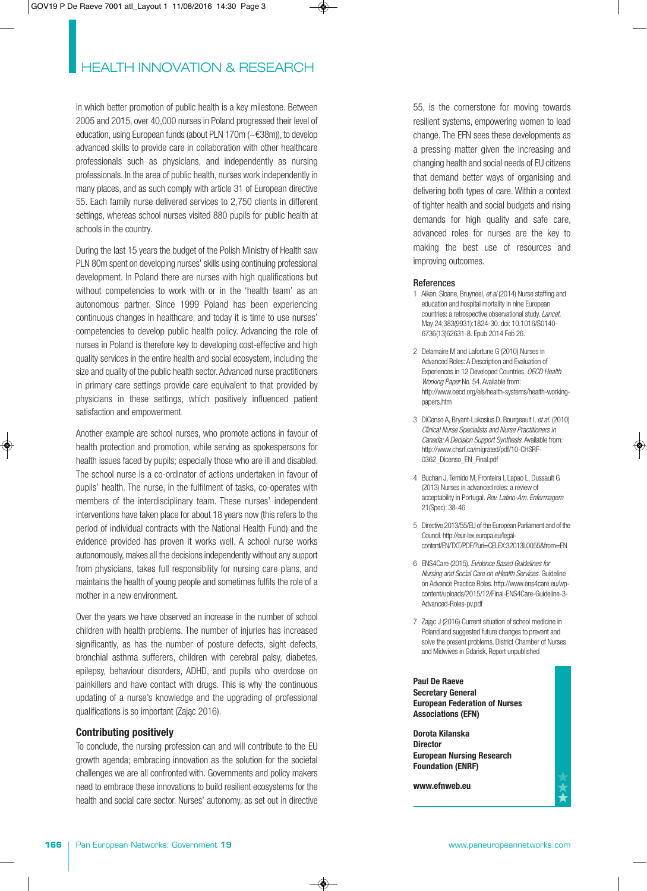in which better promotion of public health is a key milestone. Between 2005 and 2015, over 40,000 nurses in Poland progressed their level of education, using European funds (about PLN 170m (~€38m)), to develop advanced skills to provide care in collaboration with other healthcare professionals such as physicians, and independently as nursing professionals. In the area of public health, nurses work independently in many places, and as such comply with article 31 of European directive 55. Each family nurse delivered services to 2,750 clients in different settings, whereas school nurses visited 880 pupils for public health at schools in the country.

During the last 15 years the budget of the Polish Ministry of Health saw PLN 80m spent on developing nurses' skills using continuing professional development. In Poland there are nurses with high qualifications but without competencies to work with or in the 'health team' as an autonomous partner. Since 1999 Poland has been experiencing continuous changes in healthcare, and today it is time to use nurses' competencies to develop public health policy. Advancing the role of nurses in Poland is therefore key to developing cost-effective and high quality services in the entire health and social ecosystem, including the size and quality of the public health sector. Advanced nurse practitioners in primary care settings provide care equivalent to that provided by physicians in these settings, which positively influenced patient satisfaction and empowerment.

Another example are school nurses, who promote actions in favour of health protection and promotion, while serving as spokespersons for health issues faced by pupils; especially those who are ill and disabled. The school nurse is a co-ordinator of actions undertaken in favour of pupils' health. The nurse, in the fulfilment of tasks, co-operates with members of the interdisciplinary team. These nurses' independent interventions have taken place for about 18 years now (this refers to the period of individual contracts with the National Health Fund) and the evidence provided has proven it works well. A school nurse works autonomously, makes all the decisions independently without any support from physicians, takes full responsibility for nursing care plans, and maintains the health of young people and sometimes fulfils the role of a mother in a new environment.

Over the years we have observed an increase in the number of school children with health problems. The number of injuries has increased significantly, as has the number of posture defects, sight defects, bronchial asthma sufferers, children with cerebral palsy, diabetes, epilepsy, behaviour disorders, ADHD, and pupils who overdose on painkillers and have contact with drugs. This is why the continuous updating of a nurse's knowledge and the upgrading of professional qualifications is so important (Zając 2016).

## Contributing positively

To conclude, the nursing profession can and will contribute to the EU growth agenda; embracing innovation as the solution for the societal challenges we are all confronted with. Governments and policy makers need to embrace these innovations to build resilient ecosystems for the health and social care sector. Nurses' autonomy, as set out in directive 55, is the cornerstone for moving towards resilient systems, empowering women to lead change. The EFN sees these developments as a pressing matter given the increasing and changing health and social needs of EU citizens that demand better ways of organising and delivering both types of care. Within a context of tighter health and social budgets and rising demands for high quality and safe care, advanced roles for nurses are the key to making the best use of resources and improving outcomes.

### References

1. Aiken, Sloane, Bruyneel, *et al* (2014) Nurse staffing and education and hospital mortality in nine European countries: a retrospective observational study. *Lancet.* May 24;383(9931):1824-30. doi: 10.1016/S0140-6736(13)62631-8. Epub 2014 Feb 26.
2. Delamaire M and Lafortune G (2010) Nurses in Advanced Roles: A Description and Evaluation of Experiences in 12 Developed Countries. *OECD Health Working Paper* No. 54. Available from: http://www.oecd.org/els/health-systems/health-working-papers.htm
3. DiCenso A, Bryant-Lukosius D, Bourgeault I, *et al.* (2010) *Clinical Nurse Specialists and Nurse Practitioners in Canada: A Decision Support Synthesis.* Available from: http://www.chsrf.ca/migrated/pdf/10-CHSRF-0362_Dicenso_EN_Final.pdf
4. Buchan J, Temido M, Fronteira I, Lapao L, Dussault G (2013) Nurses in advanced roles: a review of acceptability in Portugal. *Rev. Latino-Am. Enfermagem* 21(Spec): 38-46
5. Directive 2013/55/EU of the European Parliament and of the Council. http://eur-lex.europa.eu/legal-content/EN/TXT/PDF/?uri=CELEX:32013L0055&from=EN
6. ENS4Care (2015). *Evidence Based Guidelines for Nursing and Social Care on eHealth Services.* Guideline on Advance Practice Roles. http://www.ens4care.eu/wp-content/uploads/2015/12/Final-ENS4Care-Guideline-3-Advanced-Roles-pv.pdf
7. Zając J (2016) Current situation of school medicine in Poland and suggested future changes to prevent and solve the present problems. District Chamber of Nurses and Midwives in Gdańsk, Report unpublished

**Paul De Raeve**
**Secretary General**
**European Federation of Nurses Associations (EFN)**

**Dorota Kilanska**
**Director**
**European Nursing Research Foundation (ENRF)**

**www.efnweb.eu**